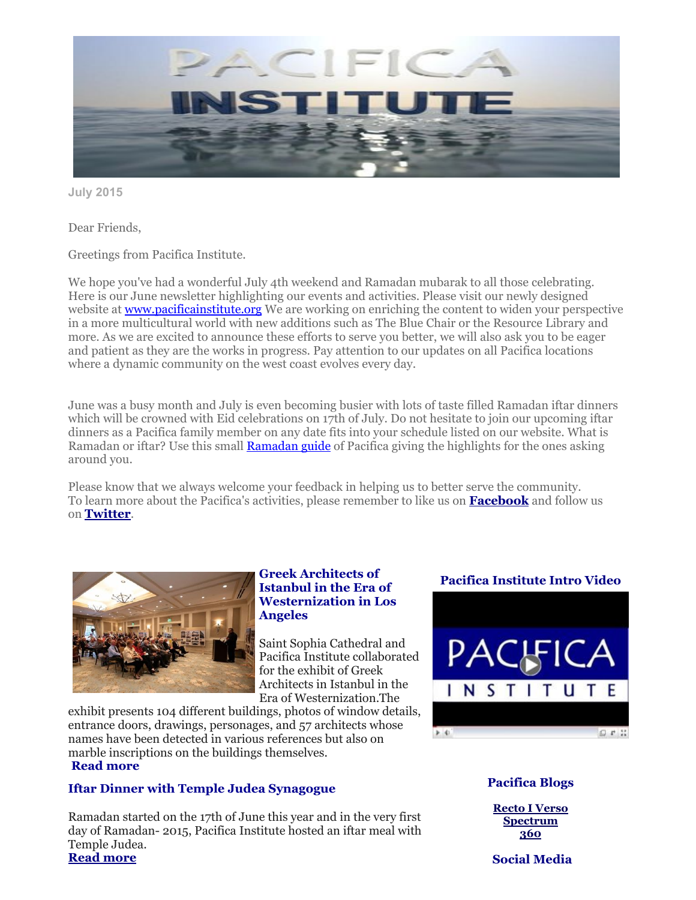July 2015

Dear Friends,

Greetings from Pacifica Institute.

We hope you've had a wonderful July 4th weekend and Ramadan mubarak to all those celebrating. Here is our June newsletter highlighting our events and activities. Please visit our newly designed website at [www.pacificainstitute.org](http://www.pacificainstitute.org) We are working on enriching the content to widen your perspective in a more multicultural world with new additions such as The Blue Chair or the Resource Library and more. As we are excited to announce these efforts to serve you better, we will also ask you to be eager and patient as they are the works in progress. Pay attention to our updates on all Pacifica locations where a dynamic community on the west coast evolves every day.

June was a busy month and July is even becoming busier with lots of taste filled Ramadan iftar dinners which will be crowned with Eid celebrations on 17th of July. Do not hesitate to join our upcoming iftar dinners as a Pacifica family member on any date fits into your schedule listed on our website. What is Ramadan or iftar? Use this small Ramadan guide of Pacifica giving the highlights for the ones asking around you.

Please know that we always welcome your feedback in helping us to better serve the community. To learn more about the Pacifica's activities, please remember to like us on **Facebook** and follow us on **Twitter**.

### Greek Architects of Istanbul in the Era of Westernization in Los Angeles

Saint Sophia Cathedral and Pacifica Institute collaborated for the exhibit of Greek Architects in Istanbul in the Era of Westernization.The exhibit presents 104 different buildings, photos of window details, entrance doors, drawings, personages, and 57 architects whose names have been detected in various references but also on marble inscriptions on the buildings themselves.

**Read more**

### Iftar Dinner with Temple Judea Synagogue

Ramadan started on the 17th of June this year and in the very first day of Ramadan- 2015, Pacifica Institute hosted an iftar meal with Temple Judea.

**Read more**

### Pacifica Institute Intro Video

### Pacifica Blogs

**Recto I Verso**

**Spectrum**

**360**

### Social Media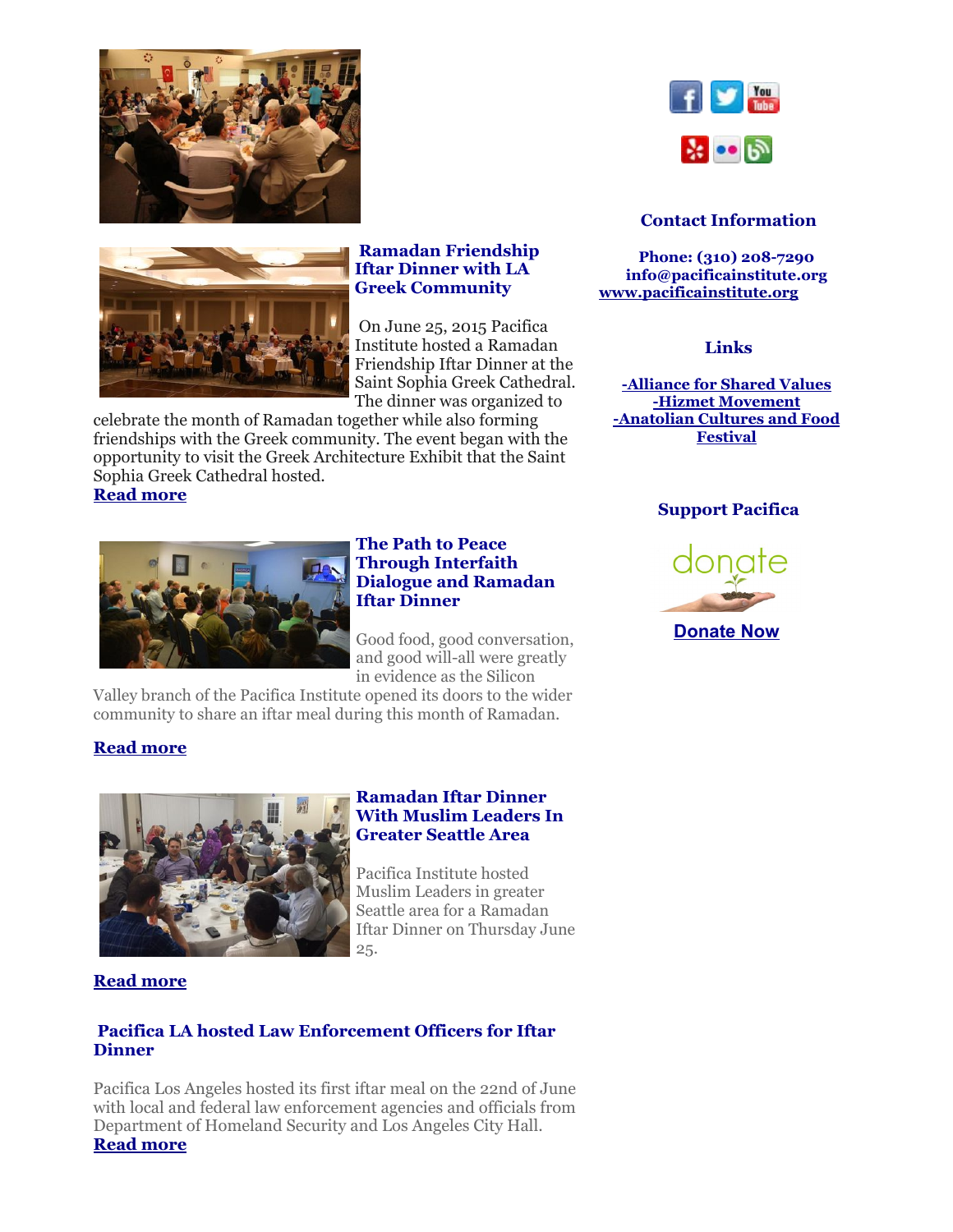## Ramadan Friendship Iftar Dinner with LA Greek Community

On June 25, 2015 Pacifica Institute hosted a Ramadan Friendship Iftar Dinner at the Saint Sophia Greek Cathedral. The dinner was organized to celebrate the month of Ramadan together while also forming friendships with the Greek community. The event began with the opportunity to visit the Greek Architecture Exhibit that the Saint Sophia Greek Cathedral hosted.

**Read more**

## The Path to Peace Through Interfaith Dialogue and Ramadan Iftar Dinner

Good food, good conversation, and good will-all were greatly in evidence as the Silicon Valley branch of the Pacifica Institute opened its doors to the wider community to share an iftar meal during this month of Ramadan.

**Read more**

## Ramadan Iftar Dinner With Muslim Leaders In Greater Seattle Area

Pacifica Institute hosted Muslim Leaders in greater Seattle area for a Ramadan Iftar Dinner on Thursday June 25.

**Read more**

## Pacifica LA hosted Law Enforcement Officers for Iftar Dinner

Pacifica Los Angeles hosted its first iftar meal on the 22nd of June with local and federal law enforcement agencies and officials from Department of Homeland Security and Los Angeles City Hall.

**Read more**

### Contact Information

**Phone: (310) 208-7290**
**info@pacificainstitute.org**
**www.pacificainstitute.org**

### Links

**-Alliance for Shared Values**
**-Hizmet Movement**
**-Anatolian Cultures and Food Festival**

### Support Pacifica

donate

**Donate Now**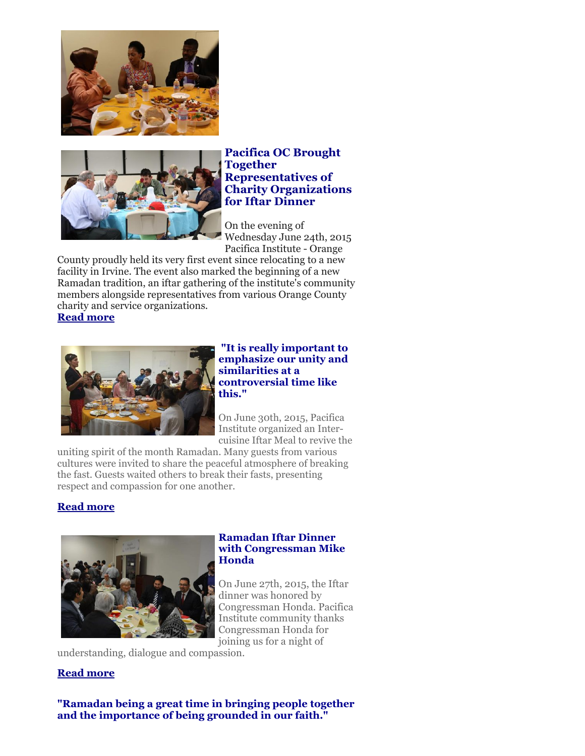### Pacifica OC Brought Together Representatives of Charity Organizations for Iftar Dinner

On the evening of Wednesday June 24th, 2015 Pacifica Institute - Orange County proudly held its very first event since relocating to a new facility in Irvine. The event also marked the beginning of a new Ramadan tradition, an iftar gathering of the institute's community members alongside representatives from various Orange County charity and service organizations.

**Read more**

### "It is really important to emphasize our unity and similarities at a controversial time like this."

On June 30th, 2015, Pacifica Institute organized an Inter-cuisine Iftar Meal to revive the uniting spirit of the month Ramadan. Many guests from various cultures were invited to share the peaceful atmosphere of breaking the fast. Guests waited others to break their fasts, presenting respect and compassion for one another.

**Read more**

### Ramadan Iftar Dinner with Congressman Mike Honda

On June 27th, 2015, the Iftar dinner was honored by Congressman Honda. Pacifica Institute community thanks Congressman Honda for joining us for a night of understanding, dialogue and compassion.

**Read more**

### "Ramadan being a great time in bringing people together and the importance of being grounded in our faith."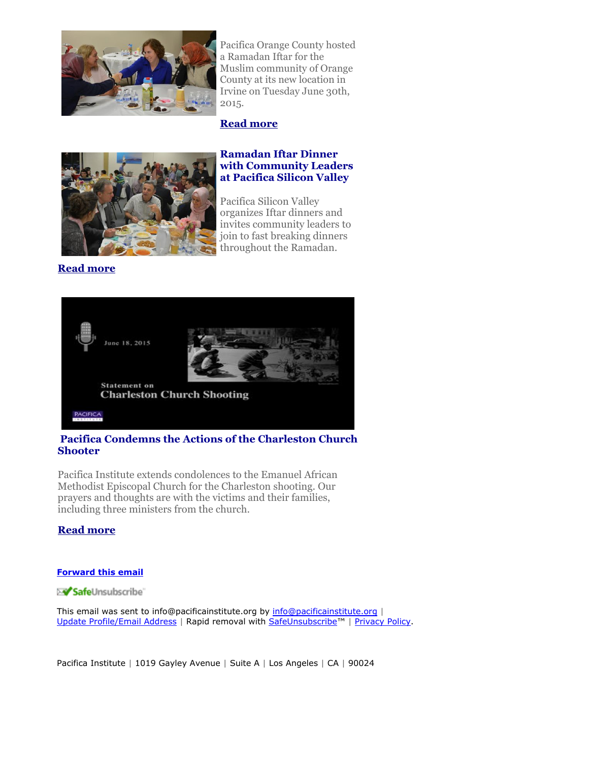Pacifica Orange County hosted a Ramadan Iftar for the Muslim community of Orange County at its new location in Irvine on Tuesday June 30th, 2015.

**Read more**

### Ramadan Iftar Dinner with Community Leaders at Pacifica Silicon Valley

Pacifica Silicon Valley organizes Iftar dinners and invites community leaders to join to fast breaking dinners throughout the Ramadan.

**Read more**

### Pacifica Condemns the Actions of the Charleston Church Shooter

Pacifica Institute extends condolences to the Emanuel African Methodist Episcopal Church for the Charleston shooting. Our prayers and thoughts are with the victims and their families, including three ministers from the church.

**Read more**

**Forward this email**

SafeUnsubscribe

This email was sent to info@pacificainstitute.org by info@pacificainstitute.org | Update Profile/Email Address | Rapid removal with SafeUnsubscribe™ | Privacy Policy.

Pacifica Institute | 1019 Gayley Avenue | Suite A | Los Angeles | CA | 90024